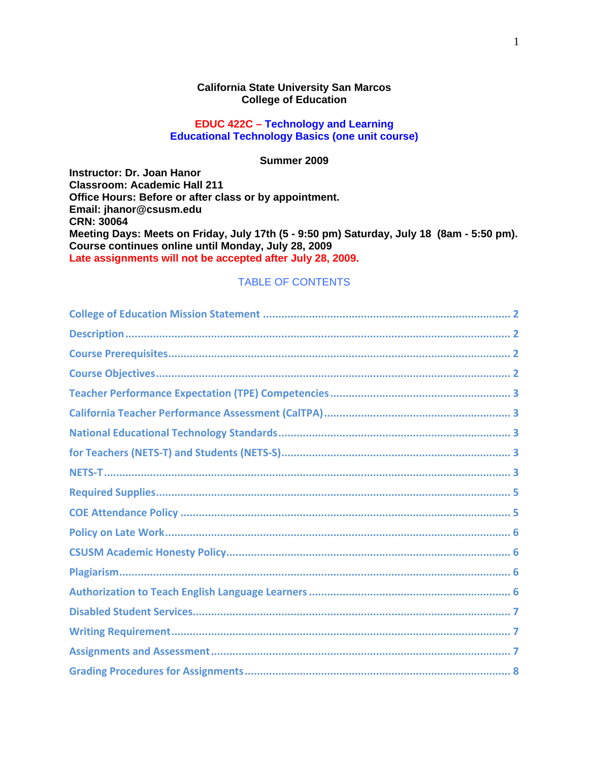**California State University San Marcos**
**College of Education**

# EDUC 422C – Technology and Learning
## Educational Technology Basics (one unit course)

**Summer 2009**

**Instructor: Dr. Joan Hanor**
**Classroom: Academic Hall 211**
**Office Hours: Before or after class or by appointment.**
**Email: jhanor@csusm.edu**
**CRN: 30064**
**Meeting Days: Meets on Friday, July 17th (5 - 9:50 pm) Saturday, July 18 (8am - 5:50 pm).**
**Course continues online until Monday, July 28, 2009**
**Late assignments will not be accepted after July 28, 2009.**

TABLE OF CONTENTS

College of Education Mission Statement ........ 2
Description ........ 2
Course Prerequisites ........ 2
Course Objectives ........ 2
Teacher Performance Expectation (TPE) Competencies ........ 3
California Teacher Performance Assessment (CalTPA) ........ 3
National Educational Technology Standards ........ 3
for Teachers (NETS-T) and Students (NETS-S) ........ 3
NETS-T ........ 3
Required Supplies ........ 5
COE Attendance Policy ........ 5
Policy on Late Work ........ 6
CSUSM Academic Honesty Policy ........ 6
Plagiarism ........ 6
Authorization to Teach English Language Learners ........ 6
Disabled Student Services ........ 7
Writing Requirement ........ 7
Assignments and Assessment ........ 7
Grading Procedures for Assignments ........ 8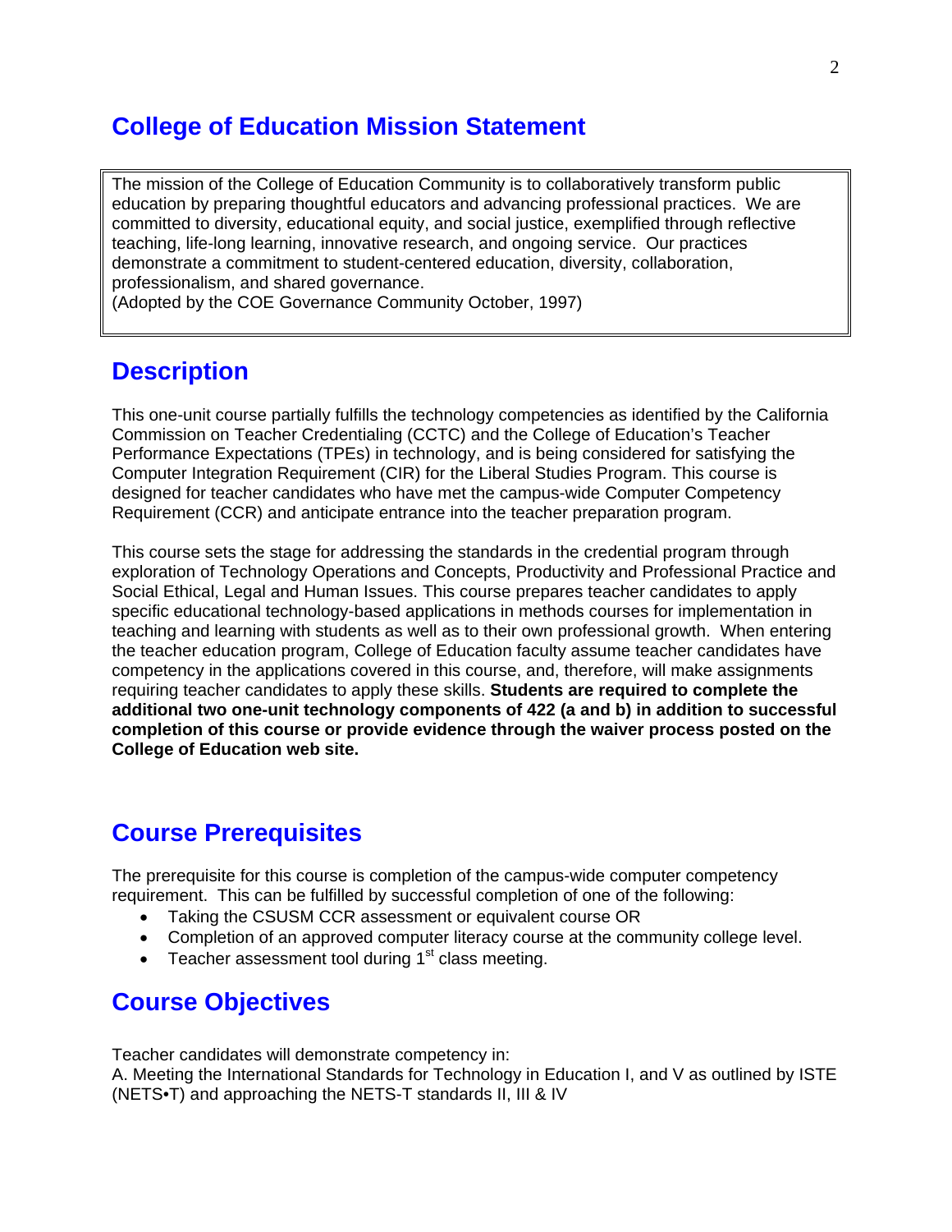## College of Education Mission Statement

The mission of the College of Education Community is to collaboratively transform public education by preparing thoughtful educators and advancing professional practices. We are committed to diversity, educational equity, and social justice, exemplified through reflective teaching, life-long learning, innovative research, and ongoing service. Our practices demonstrate a commitment to student-centered education, diversity, collaboration, professionalism, and shared governance.
(Adopted by the COE Governance Community October, 1997)

## Description

This one-unit course partially fulfills the technology competencies as identified by the California Commission on Teacher Credentialing (CCTC) and the College of Education's Teacher Performance Expectations (TPEs) in technology, and is being considered for satisfying the Computer Integration Requirement (CIR) for the Liberal Studies Program. This course is designed for teacher candidates who have met the campus-wide Computer Competency Requirement (CCR) and anticipate entrance into the teacher preparation program.

This course sets the stage for addressing the standards in the credential program through exploration of Technology Operations and Concepts, Productivity and Professional Practice and Social Ethical, Legal and Human Issues. This course prepares teacher candidates to apply specific educational technology-based applications in methods courses for implementation in teaching and learning with students as well as to their own professional growth. When entering the teacher education program, College of Education faculty assume teacher candidates have competency in the applications covered in this course, and, therefore, will make assignments requiring teacher candidates to apply these skills. **Students are required to complete the additional two one-unit technology components of 422 (a and b) in addition to successful completion of this course or provide evidence through the waiver process posted on the College of Education web site.**

## Course Prerequisites

The prerequisite for this course is completion of the campus-wide computer competency requirement. This can be fulfilled by successful completion of one of the following:

- Taking the CSUSM CCR assessment or equivalent course OR
- Completion of an approved computer literacy course at the community college level.
- Teacher assessment tool during 1st class meeting.

## Course Objectives

Teacher candidates will demonstrate competency in:
A. Meeting the International Standards for Technology in Education I, and V as outlined by ISTE (NETS•T) and approaching the NETS-T standards II, III & IV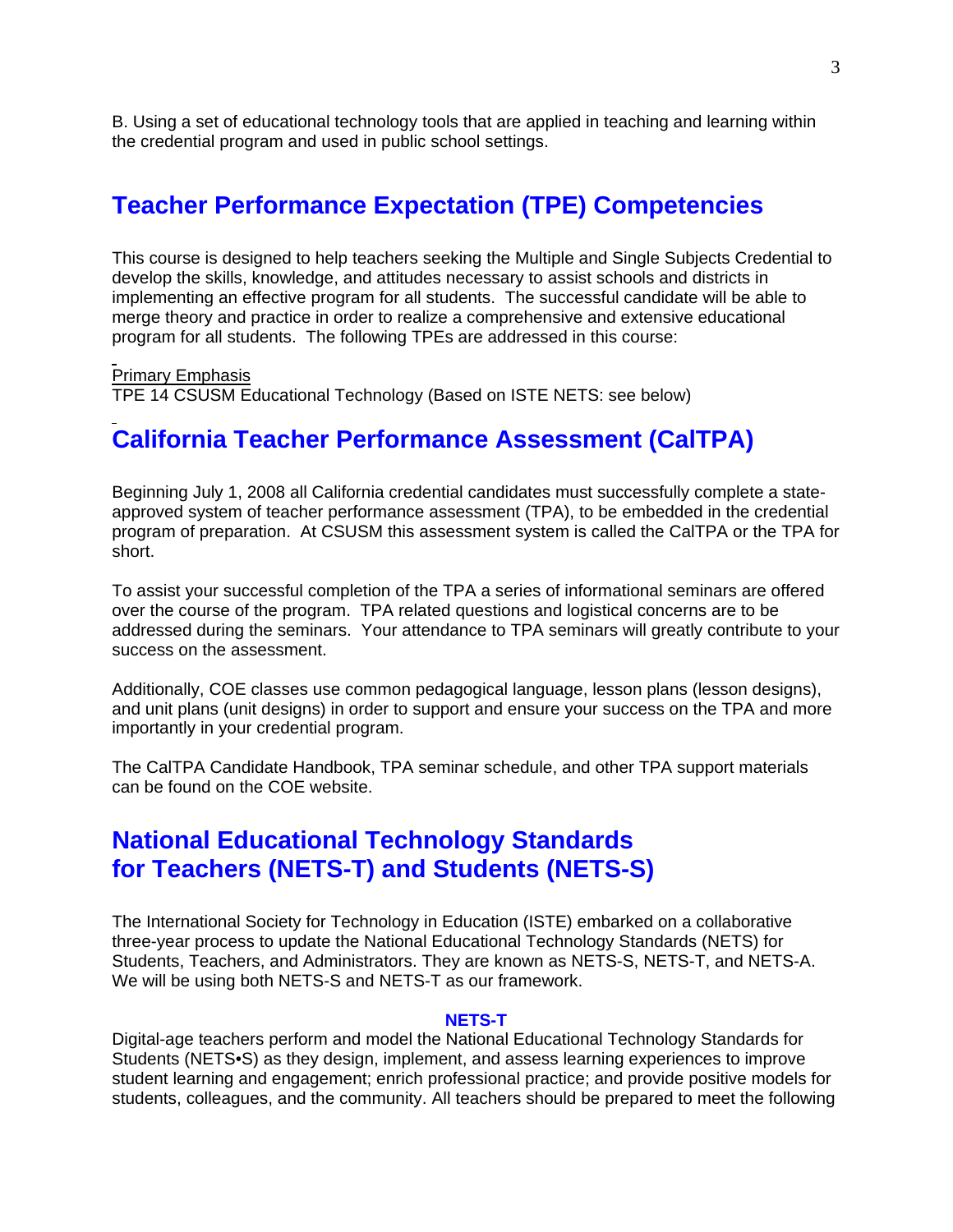B. Using a set of educational technology tools that are applied in teaching and learning within the credential program and used in public school settings.

## Teacher Performance Expectation (TPE) Competencies

This course is designed to help teachers seeking the Multiple and Single Subjects Credential to develop the skills, knowledge, and attitudes necessary to assist schools and districts in implementing an effective program for all students. The successful candidate will be able to merge theory and practice in order to realize a comprehensive and extensive educational program for all students. The following TPEs are addressed in this course:

Primary Emphasis
TPE 14 CSUSM Educational Technology (Based on ISTE NETS: see below)

## California Teacher Performance Assessment (CalTPA)

Beginning July 1, 2008 all California credential candidates must successfully complete a state-approved system of teacher performance assessment (TPA), to be embedded in the credential program of preparation. At CSUSM this assessment system is called the CalTPA or the TPA for short.

To assist your successful completion of the TPA a series of informational seminars are offered over the course of the program. TPA related questions and logistical concerns are to be addressed during the seminars. Your attendance to TPA seminars will greatly contribute to your success on the assessment.

Additionally, COE classes use common pedagogical language, lesson plans (lesson designs), and unit plans (unit designs) in order to support and ensure your success on the TPA and more importantly in your credential program.

The CalTPA Candidate Handbook, TPA seminar schedule, and other TPA support materials can be found on the COE website.

## National Educational Technology Standards for Teachers (NETS-T) and Students (NETS-S)

The International Society for Technology in Education (ISTE) embarked on a collaborative three-year process to update the National Educational Technology Standards (NETS) for Students, Teachers, and Administrators. They are known as NETS-S, NETS-T, and NETS-A. We will be using both NETS-S and NETS-T as our framework.

### NETS-T

Digital-age teachers perform and model the National Educational Technology Standards for Students (NETS•S) as they design, implement, and assess learning experiences to improve student learning and engagement; enrich professional practice; and provide positive models for students, colleagues, and the community. All teachers should be prepared to meet the following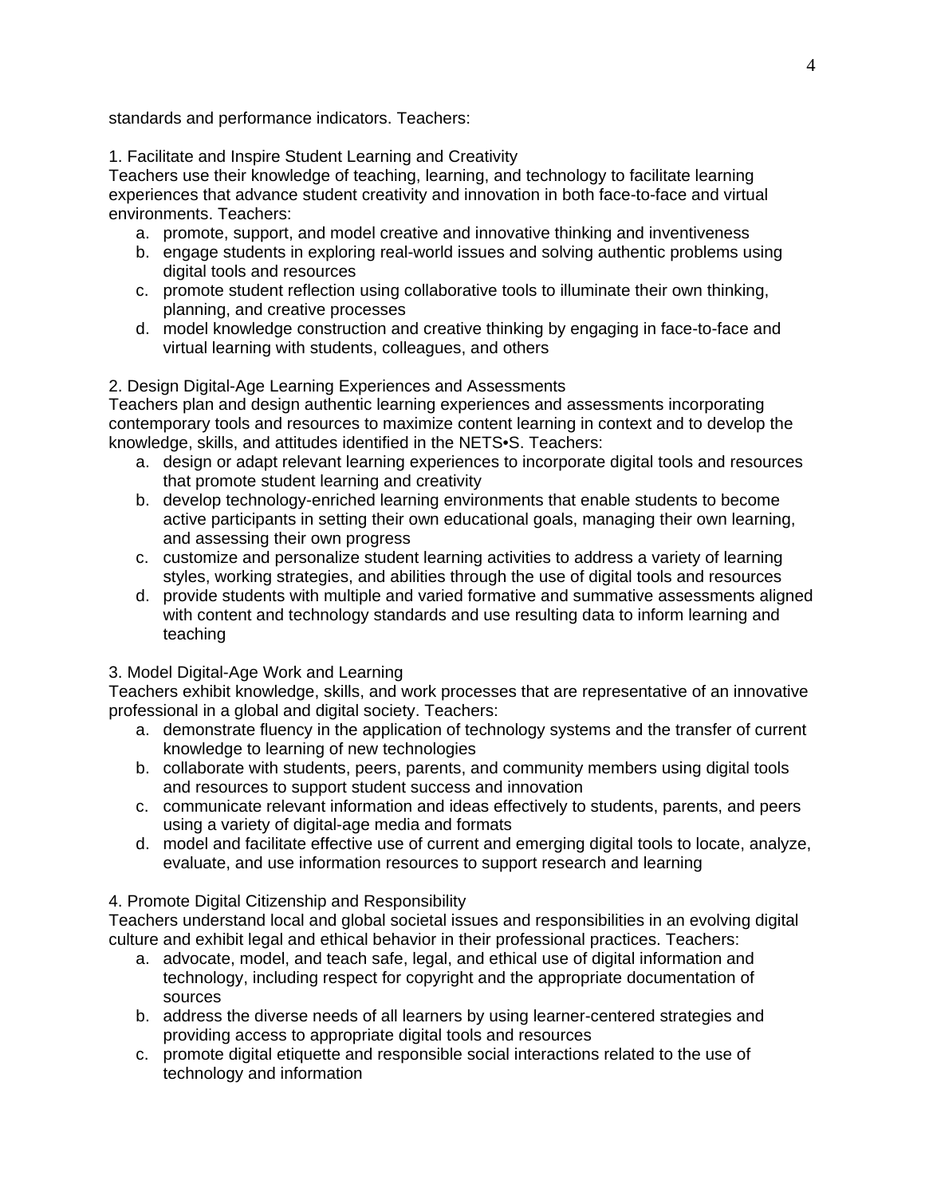standards and performance indicators. Teachers:

1. Facilitate and Inspire Student Learning and Creativity
Teachers use their knowledge of teaching, learning, and technology to facilitate learning experiences that advance student creativity and innovation in both face-to-face and virtual environments. Teachers:
    a. promote, support, and model creative and innovative thinking and inventiveness
    b. engage students in exploring real-world issues and solving authentic problems using digital tools and resources
    c. promote student reflection using collaborative tools to illuminate their own thinking, planning, and creative processes
    d. model knowledge construction and creative thinking by engaging in face-to-face and virtual learning with students, colleagues, and others

2. Design Digital-Age Learning Experiences and Assessments
Teachers plan and design authentic learning experiences and assessments incorporating contemporary tools and resources to maximize content learning in context and to develop the knowledge, skills, and attitudes identified in the NETS•S. Teachers:
    a. design or adapt relevant learning experiences to incorporate digital tools and resources that promote student learning and creativity
    b. develop technology-enriched learning environments that enable students to become active participants in setting their own educational goals, managing their own learning, and assessing their own progress
    c. customize and personalize student learning activities to address a variety of learning styles, working strategies, and abilities through the use of digital tools and resources
    d. provide students with multiple and varied formative and summative assessments aligned with content and technology standards and use resulting data to inform learning and teaching

3. Model Digital-Age Work and Learning
Teachers exhibit knowledge, skills, and work processes that are representative of an innovative professional in a global and digital society. Teachers:
    a. demonstrate fluency in the application of technology systems and the transfer of current knowledge to learning of new technologies
    b. collaborate with students, peers, parents, and community members using digital tools and resources to support student success and innovation
    c. communicate relevant information and ideas effectively to students, parents, and peers using a variety of digital-age media and formats
    d. model and facilitate effective use of current and emerging digital tools to locate, analyze, evaluate, and use information resources to support research and learning

4. Promote Digital Citizenship and Responsibility
Teachers understand local and global societal issues and responsibilities in an evolving digital culture and exhibit legal and ethical behavior in their professional practices. Teachers:
    a. advocate, model, and teach safe, legal, and ethical use of digital information and technology, including respect for copyright and the appropriate documentation of sources
    b. address the diverse needs of all learners by using learner-centered strategies and providing access to appropriate digital tools and resources
    c. promote digital etiquette and responsible social interactions related to the use of technology and information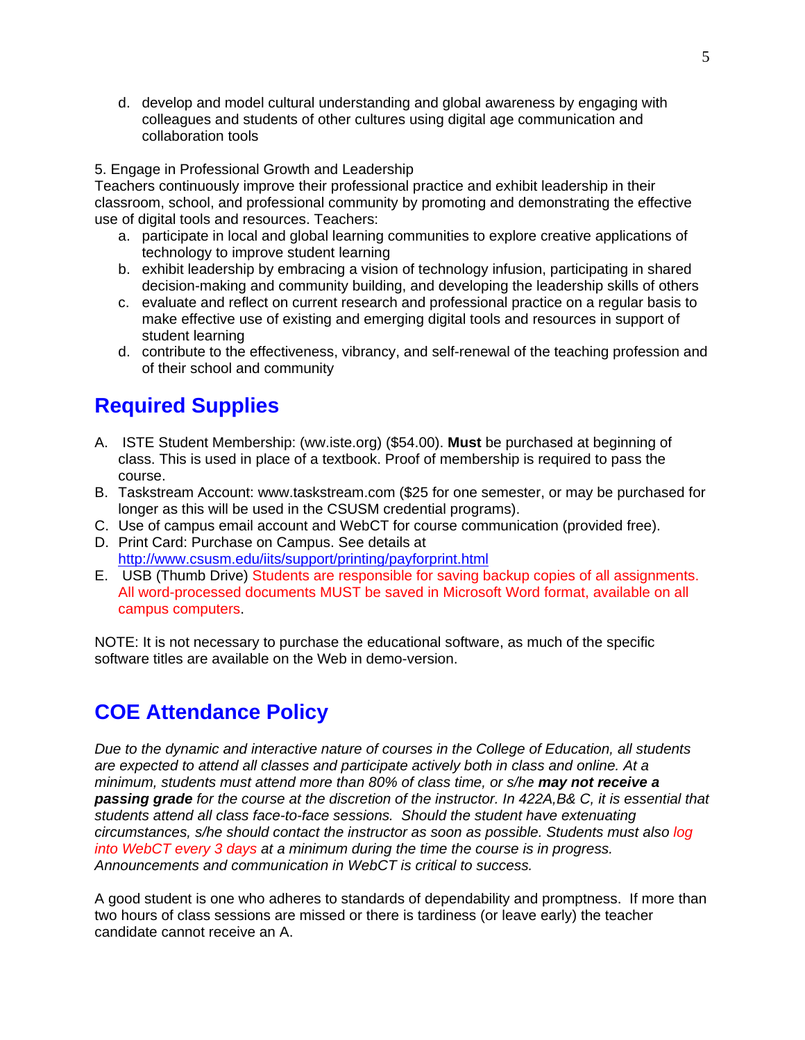d. develop and model cultural understanding and global awareness by engaging with colleagues and students of other cultures using digital age communication and collaboration tools

5. Engage in Professional Growth and Leadership
Teachers continuously improve their professional practice and exhibit leadership in their classroom, school, and professional community by promoting and demonstrating the effective use of digital tools and resources. Teachers:

a. participate in local and global learning communities to explore creative applications of technology to improve student learning
b. exhibit leadership by embracing a vision of technology infusion, participating in shared decision-making and community building, and developing the leadership skills of others
c. evaluate and reflect on current research and professional practice on a regular basis to make effective use of existing and emerging digital tools and resources in support of student learning
d. contribute to the effectiveness, vibrancy, and self-renewal of the teaching profession and of their school and community

## Required Supplies

A. ISTE Student Membership: (ww.iste.org) ($54.00). **Must** be purchased at beginning of class. This is used in place of a textbook. Proof of membership is required to pass the course.
B. Taskstream Account: www.taskstream.com ($25 for one semester, or may be purchased for longer as this will be used in the CSUSM credential programs).
C. Use of campus email account and WebCT for course communication (provided free).
D. Print Card: Purchase on Campus. See details at http://www.csusm.edu/iits/support/printing/payforprint.html
E. USB (Thumb Drive) Students are responsible for saving backup copies of all assignments. All word-processed documents MUST be saved in Microsoft Word format, available on all campus computers.

NOTE: It is not necessary to purchase the educational software, as much of the specific software titles are available on the Web in demo-version.

## COE Attendance Policy

*Due to the dynamic and interactive nature of courses in the College of Education, all students are expected to attend all classes and participate actively both in class and online. At a minimum, students must attend more than 80% of class time, or s/he* ***may not receive a passing grade*** *for the course at the discretion of the instructor. In 422A,B& C, it is essential that students attend all class face-to-face sessions. Should the student have extenuating circumstances, s/he should contact the instructor as soon as possible. Students must also log into WebCT every 3 days at a minimum during the time the course is in progress. Announcements and communication in WebCT is critical to success.*

A good student is one who adheres to standards of dependability and promptness. If more than two hours of class sessions are missed or there is tardiness (or leave early) the teacher candidate cannot receive an A.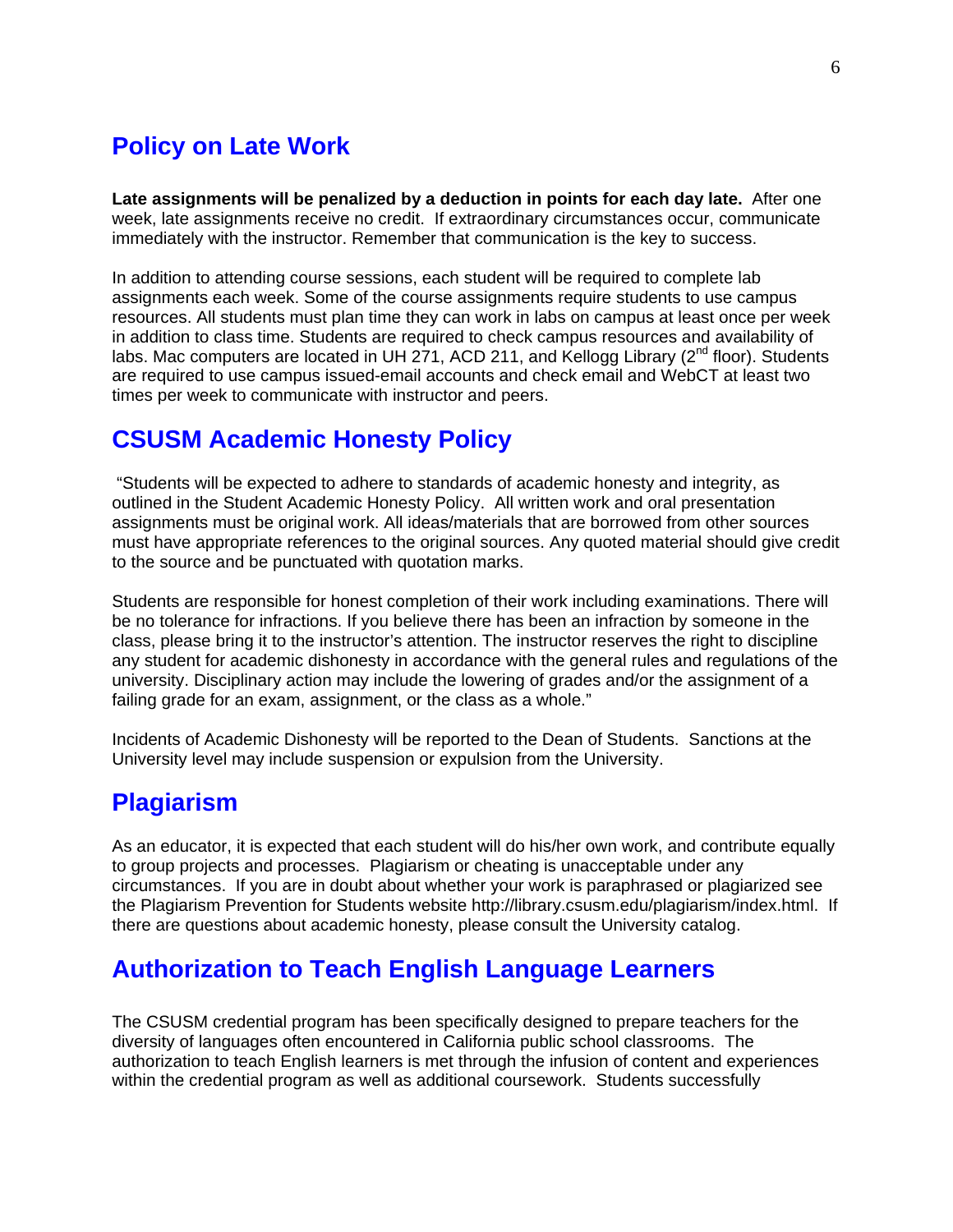## Policy on Late Work

**Late assignments will be penalized by a deduction in points for each day late.** After one week, late assignments receive no credit. If extraordinary circumstances occur, communicate immediately with the instructor. Remember that communication is the key to success.

In addition to attending course sessions, each student will be required to complete lab assignments each week. Some of the course assignments require students to use campus resources. All students must plan time they can work in labs on campus at least once per week in addition to class time. Students are required to check campus resources and availability of labs. Mac computers are located in UH 271, ACD 211, and Kellogg Library (2nd floor). Students are required to use campus issued-email accounts and check email and WebCT at least two times per week to communicate with instructor and peers.

## CSUSM Academic Honesty Policy

"Students will be expected to adhere to standards of academic honesty and integrity, as outlined in the Student Academic Honesty Policy. All written work and oral presentation assignments must be original work. All ideas/materials that are borrowed from other sources must have appropriate references to the original sources. Any quoted material should give credit to the source and be punctuated with quotation marks.

Students are responsible for honest completion of their work including examinations. There will be no tolerance for infractions. If you believe there has been an infraction by someone in the class, please bring it to the instructor's attention. The instructor reserves the right to discipline any student for academic dishonesty in accordance with the general rules and regulations of the university. Disciplinary action may include the lowering of grades and/or the assignment of a failing grade for an exam, assignment, or the class as a whole."

Incidents of Academic Dishonesty will be reported to the Dean of Students. Sanctions at the University level may include suspension or expulsion from the University.

## Plagiarism

As an educator, it is expected that each student will do his/her own work, and contribute equally to group projects and processes. Plagiarism or cheating is unacceptable under any circumstances. If you are in doubt about whether your work is paraphrased or plagiarized see the Plagiarism Prevention for Students website http://library.csusm.edu/plagiarism/index.html. If there are questions about academic honesty, please consult the University catalog.

## Authorization to Teach English Language Learners

The CSUSM credential program has been specifically designed to prepare teachers for the diversity of languages often encountered in California public school classrooms. The authorization to teach English learners is met through the infusion of content and experiences within the credential program as well as additional coursework. Students successfully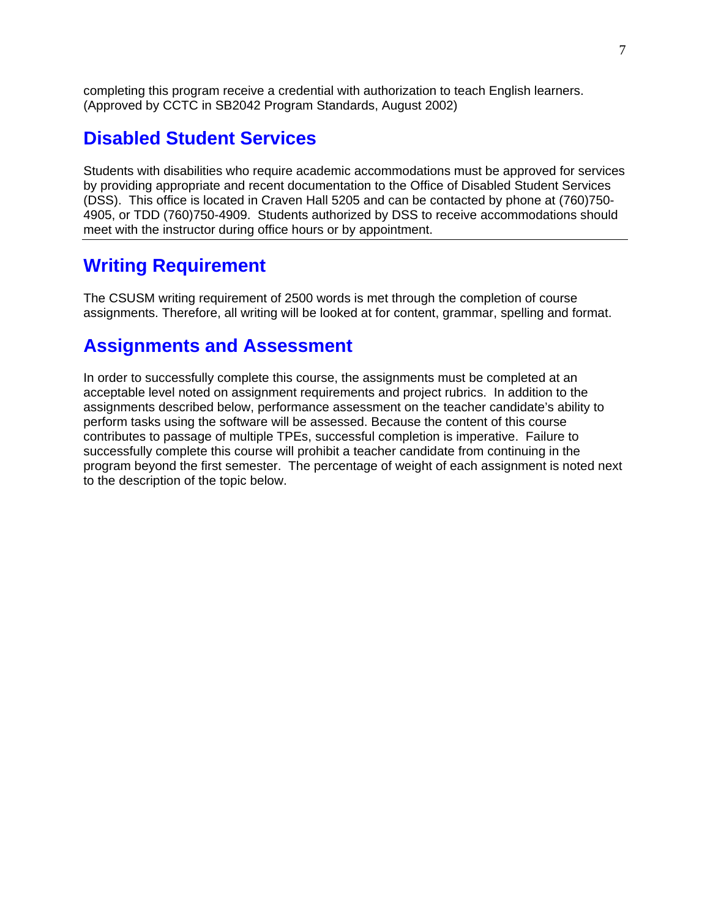completing this program receive a credential with authorization to teach English learners. (Approved by CCTC in SB2042 Program Standards, August 2002)

## Disabled Student Services

Students with disabilities who require academic accommodations must be approved for services by providing appropriate and recent documentation to the Office of Disabled Student Services (DSS). This office is located in Craven Hall 5205 and can be contacted by phone at (760)750-4905, or TDD (760)750-4909. Students authorized by DSS to receive accommodations should meet with the instructor during office hours or by appointment.

---

## Writing Requirement

The CSUSM writing requirement of 2500 words is met through the completion of course assignments. Therefore, all writing will be looked at for content, grammar, spelling and format.

## Assignments and Assessment

In order to successfully complete this course, the assignments must be completed at an acceptable level noted on assignment requirements and project rubrics. In addition to the assignments described below, performance assessment on the teacher candidate's ability to perform tasks using the software will be assessed. Because the content of this course contributes to passage of multiple TPEs, successful completion is imperative. Failure to successfully complete this course will prohibit a teacher candidate from continuing in the program beyond the first semester. The percentage of weight of each assignment is noted next to the description of the topic below.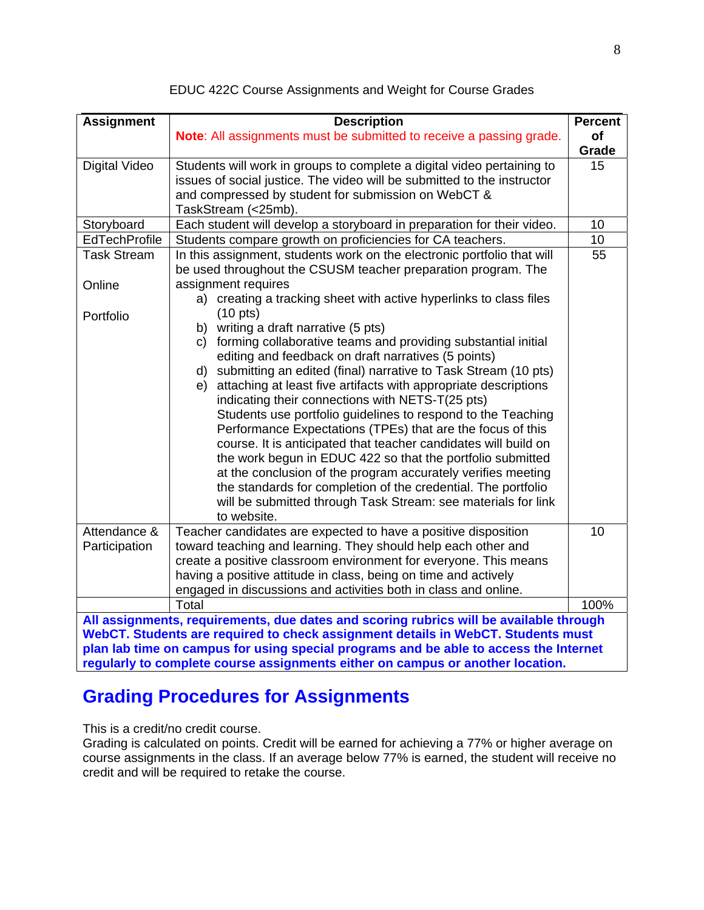EDUC 422C Course Assignments and Weight for Course Grades

| Assignment | Description<br>**Note**: All assignments must be submitted to receive a passing grade. | Percent of Grade |
|---|---|---|
| Digital Video | Students will work in groups to complete a digital video pertaining to issues of social justice. The video will be submitted to the instructor and compressed by student for submission on WebCT & TaskStream (<25mb). | 15 |
| Storyboard | Each student will develop a storyboard in preparation for their video. | 10 |
| EdTechProfile | Students compare growth on proficiencies for CA teachers. | 10 |
| Task Stream Online Portfolio | In this assignment, students work on the electronic portfolio that will be used throughout the CSUSM teacher preparation program. The assignment requires<br>a) creating a tracking sheet with active hyperlinks to class files (10 pts)<br>b) writing a draft narrative (5 pts)<br>c) forming collaborative teams and providing substantial initial editing and feedback on draft narratives (5 points)<br>d) submitting an edited (final) narrative to Task Stream (10 pts)<br>e) attaching at least five artifacts with appropriate descriptions indicating their connections with NETS-T(25 pts)<br>Students use portfolio guidelines to respond to the Teaching Performance Expectations (TPEs) that are the focus of this course. It is anticipated that teacher candidates will build on the work begun in EDUC 422 so that the portfolio submitted at the conclusion of the program accurately verifies meeting the standards for completion of the credential. The portfolio will be submitted through Task Stream: see materials for link to website. | 55 |
| Attendance & Participation | Teacher candidates are expected to have a positive disposition toward teaching and learning. They should help each other and create a positive classroom environment for everyone. This means having a positive attitude in class, being on time and actively engaged in discussions and activities both in class and online. | 10 |
| | Total | 100% |

**All assignments, requirements, due dates and scoring rubrics will be available through WebCT. Students are required to check assignment details in WebCT. Students must plan lab time on campus for using special programs and be able to access the Internet regularly to complete course assignments either on campus or another location.**

## Grading Procedures for Assignments

This is a credit/no credit course.
Grading is calculated on points. Credit will be earned for achieving a 77% or higher average on course assignments in the class. If an average below 77% is earned, the student will receive no credit and will be required to retake the course.